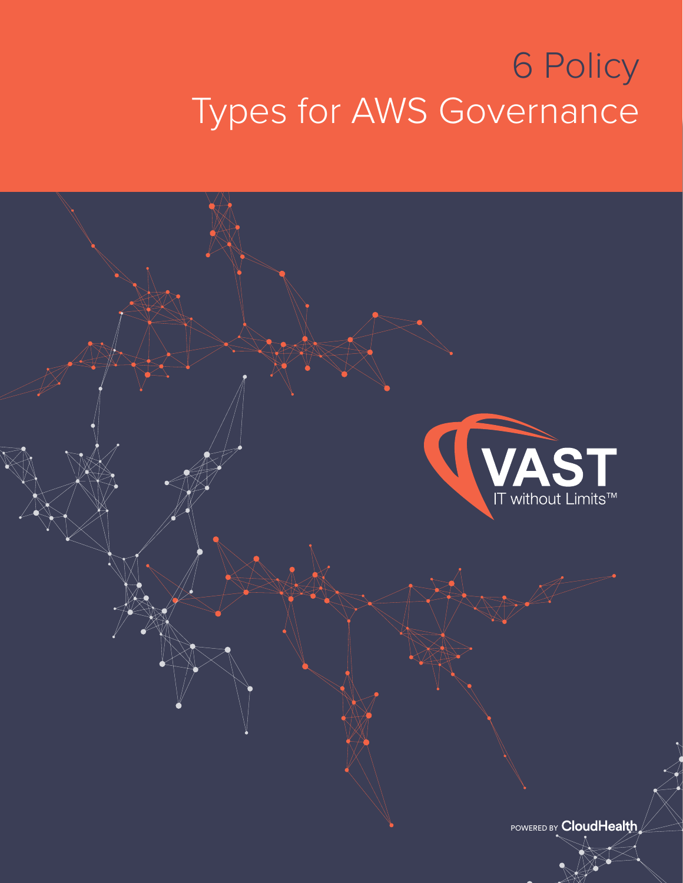# 6 Policy Types for AWS Governance

VAST

IT without Limits™

POWERED BY CloudHealth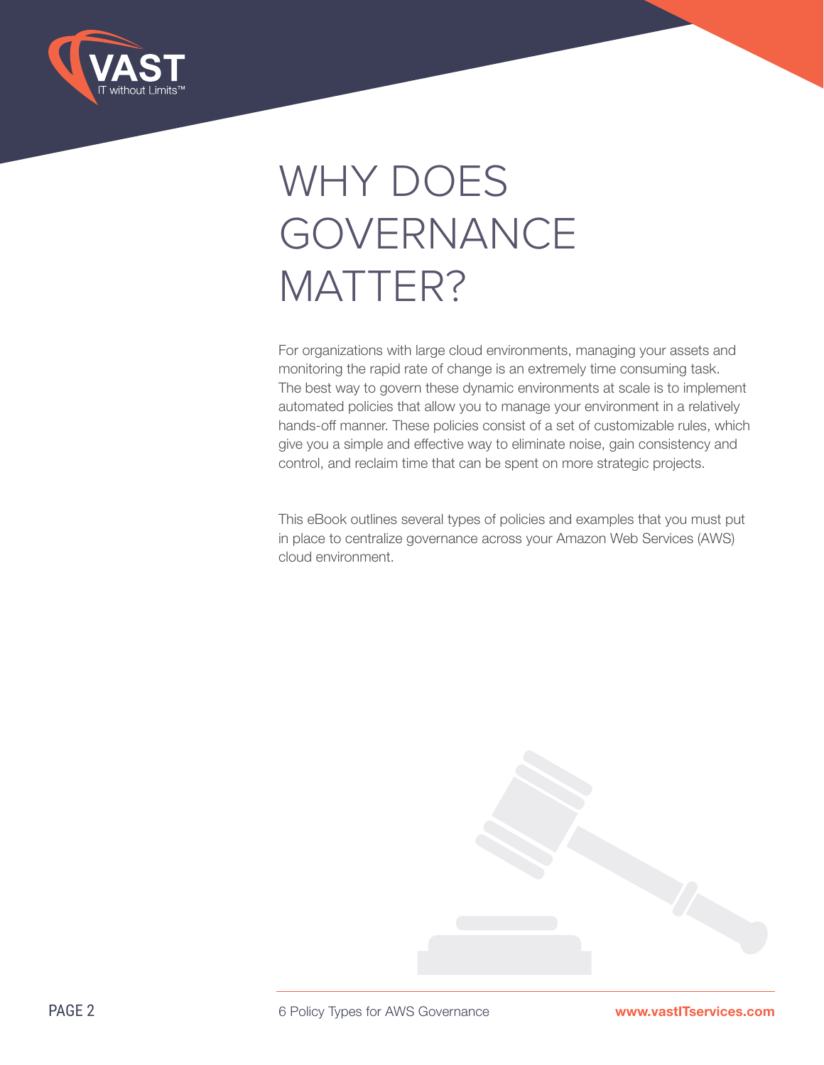# WHY DOES GOVERNANCE MATTER?

For organizations with large cloud environments, managing your assets and monitoring the rapid rate of change is an extremely time consuming task. The best way to govern these dynamic environments at scale is to implement automated policies that allow you to manage your environment in a relatively hands-off manner. These policies consist of a set of customizable rules, which give you a simple and effective way to eliminate noise, gain consistency and control, and reclaim time that can be spent on more strategic projects.

This eBook outlines several types of policies and examples that you must put in place to centralize governance across your Amazon Web Services (AWS) cloud environment.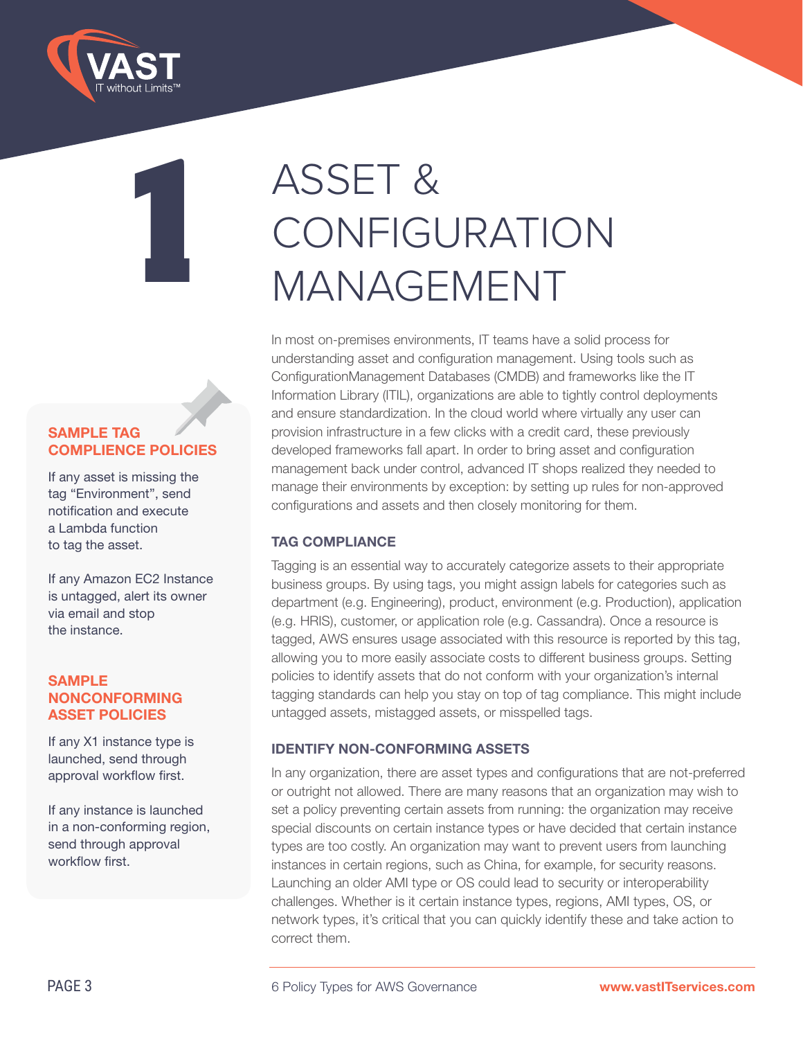# 1 ASSET & CONFIGURATION MANAGEMENT

In most on-premises environments, IT teams have a solid process for understanding asset and configuration management. Using tools such as ConfigurationManagement Databases (CMDB) and frameworks like the IT Information Library (ITIL), organizations are able to tightly control deployments and ensure standardization. In the cloud world where virtually any user can provision infrastructure in a few clicks with a credit card, these previously developed frameworks fall apart. In order to bring asset and configuration management back under control, advanced IT shops realized they needed to manage their environments by exception: by setting up rules for non-approved configurations and assets and then closely monitoring for them.

## TAG COMPLIANCE

Tagging is an essential way to accurately categorize assets to their appropriate business groups. By using tags, you might assign labels for categories such as department (e.g. Engineering), product, environment (e.g. Production), application (e.g. HRIS), customer, or application role (e.g. Cassandra). Once a resource is tagged, AWS ensures usage associated with this resource is reported by this tag, allowing you to more easily associate costs to different business groups. Setting policies to identify assets that do not conform with your organization's internal tagging standards can help you stay on top of tag compliance. This might include untagged assets, mistagged assets, or misspelled tags.

## IDENTIFY NON-CONFORMING ASSETS

In any organization, there are asset types and configurations that are not-preferred or outright not allowed. There are many reasons that an organization may wish to set a policy preventing certain assets from running: the organization may receive special discounts on certain instance types or have decided that certain instance types are too costly. An organization may want to prevent users from launching instances in certain regions, such as China, for example, for security reasons. Launching an older AMI type or OS could lead to security or interoperability challenges. Whether is it certain instance types, regions, AMI types, OS, or network types, it's critical that you can quickly identify these and take action to correct them.

### SAMPLE TAG COMPLIENCE POLICIES

If any asset is missing the tag "Environment", send notification and execute a Lambda function to tag the asset.

If any Amazon EC2 Instance is untagged, alert its owner via email and stop the instance.

### SAMPLE NONCONFORMING ASSET POLICIES

If any X1 instance type is launched, send through approval workflow first.

If any instance is launched in a non-conforming region, send through approval workflow first.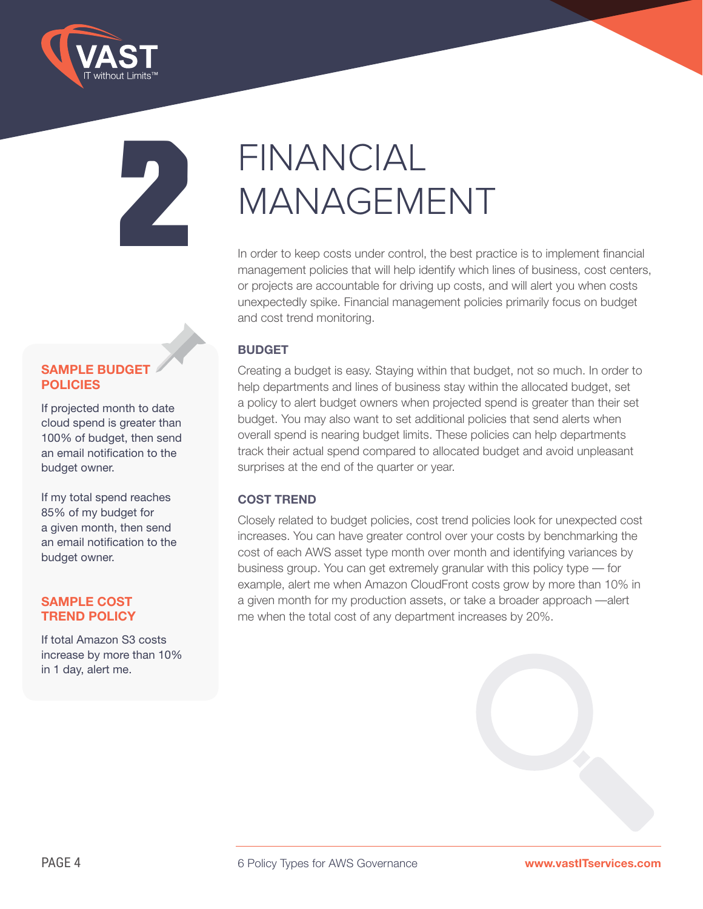# 2 FINANCIAL MANAGEMENT

In order to keep costs under control, the best practice is to implement financial management policies that will help identify which lines of business, cost centers, or projects are accountable for driving up costs, and will alert you when costs unexpectedly spike. Financial management policies primarily focus on budget and cost trend monitoring.

### BUDGET

Creating a budget is easy. Staying within that budget, not so much. In order to help departments and lines of business stay within the allocated budget, set a policy to alert budget owners when projected spend is greater than their set budget. You may also want to set additional policies that send alerts when overall spend is nearing budget limits. These policies can help departments track their actual spend compared to allocated budget and avoid unpleasant surprises at the end of the quarter or year.

### COST TREND

Closely related to budget policies, cost trend policies look for unexpected cost increases. You can have greater control over your costs by benchmarking the cost of each AWS asset type month over month and identifying variances by business group. You can get extremely granular with this policy type — for example, alert me when Amazon CloudFront costs grow by more than 10% in a given month for my production assets, or take a broader approach —alert me when the total cost of any department increases by 20%.

### SAMPLE BUDGET POLICIES

If projected month to date cloud spend is greater than 100% of budget, then send an email notification to the budget owner.

If my total spend reaches 85% of my budget for a given month, then send an email notification to the budget owner.

### SAMPLE COST TREND POLICY

If total Amazon S3 costs increase by more than 10% in 1 day, alert me.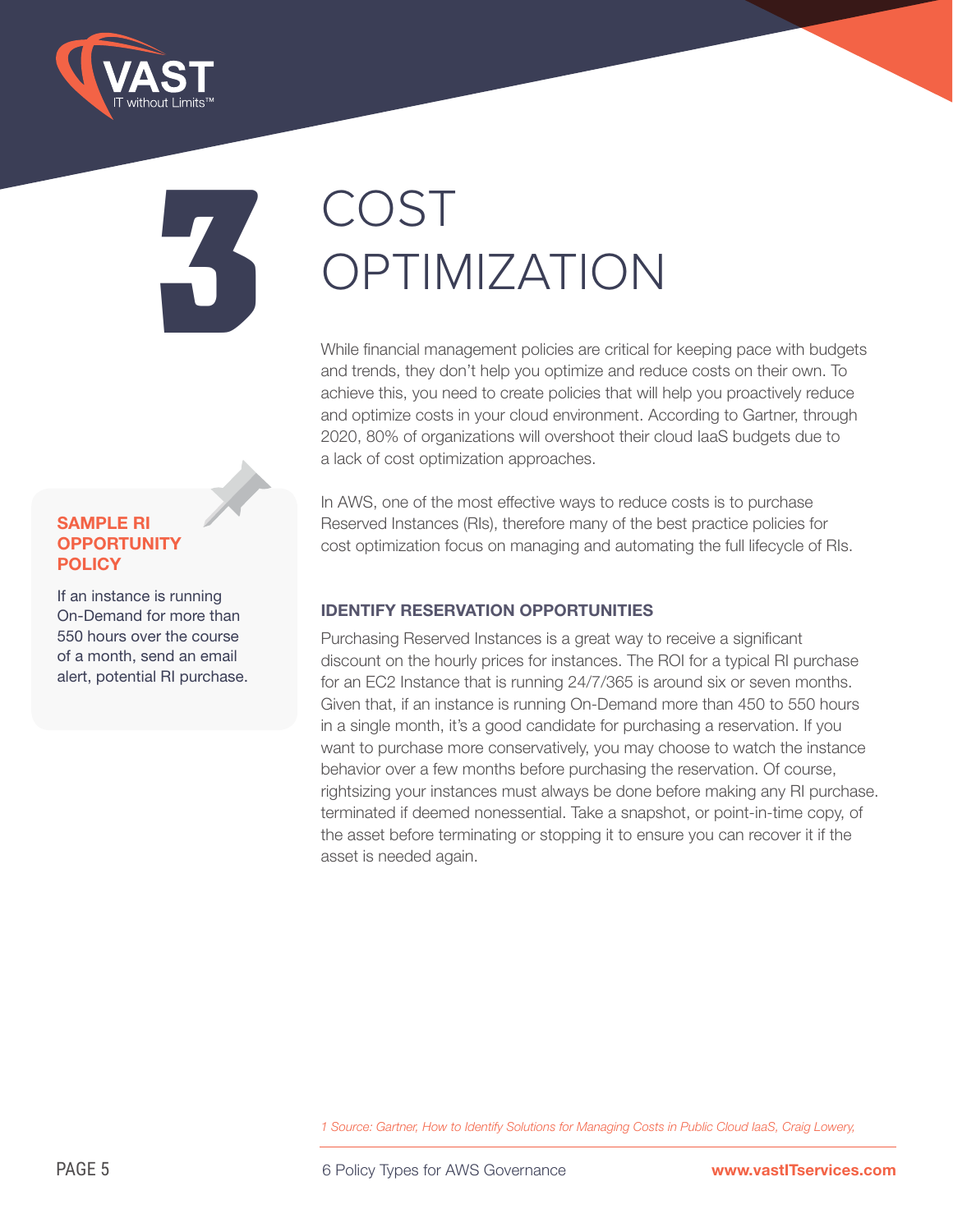# 3 COST OPTIMIZATION

While financial management policies are critical for keeping pace with budgets and trends, they don't help you optimize and reduce costs on their own. To achieve this, you need to create policies that will help you proactively reduce and optimize costs in your cloud environment. According to Gartner, through 2020, 80% of organizations will overshoot their cloud IaaS budgets due to a lack of cost optimization approaches.

In AWS, one of the most effective ways to reduce costs is to purchase Reserved Instances (RIs), therefore many of the best practice policies for cost optimization focus on managing and automating the full lifecycle of RIs.

**SAMPLE RI OPPORTUNITY POLICY**

If an instance is running On-Demand for more than 550 hours over the course of a month, send an email alert, potential RI purchase.

### IDENTIFY RESERVATION OPPORTUNITIES

Purchasing Reserved Instances is a great way to receive a significant discount on the hourly prices for instances. The ROI for a typical RI purchase for an EC2 Instance that is running 24/7/365 is around six or seven months. Given that, if an instance is running On-Demand more than 450 to 550 hours in a single month, it's a good candidate for purchasing a reservation. If you want to purchase more conservatively, you may choose to watch the instance behavior over a few months before purchasing the reservation. Of course, rightsizing your instances must always be done before making any RI purchase. terminated if deemed nonessential. Take a snapshot, or point-in-time copy, of the asset before terminating or stopping it to ensure you can recover it if the asset is needed again.

*1 Source: Gartner, How to Identify Solutions for Managing Costs in Public Cloud IaaS, Craig Lowery,*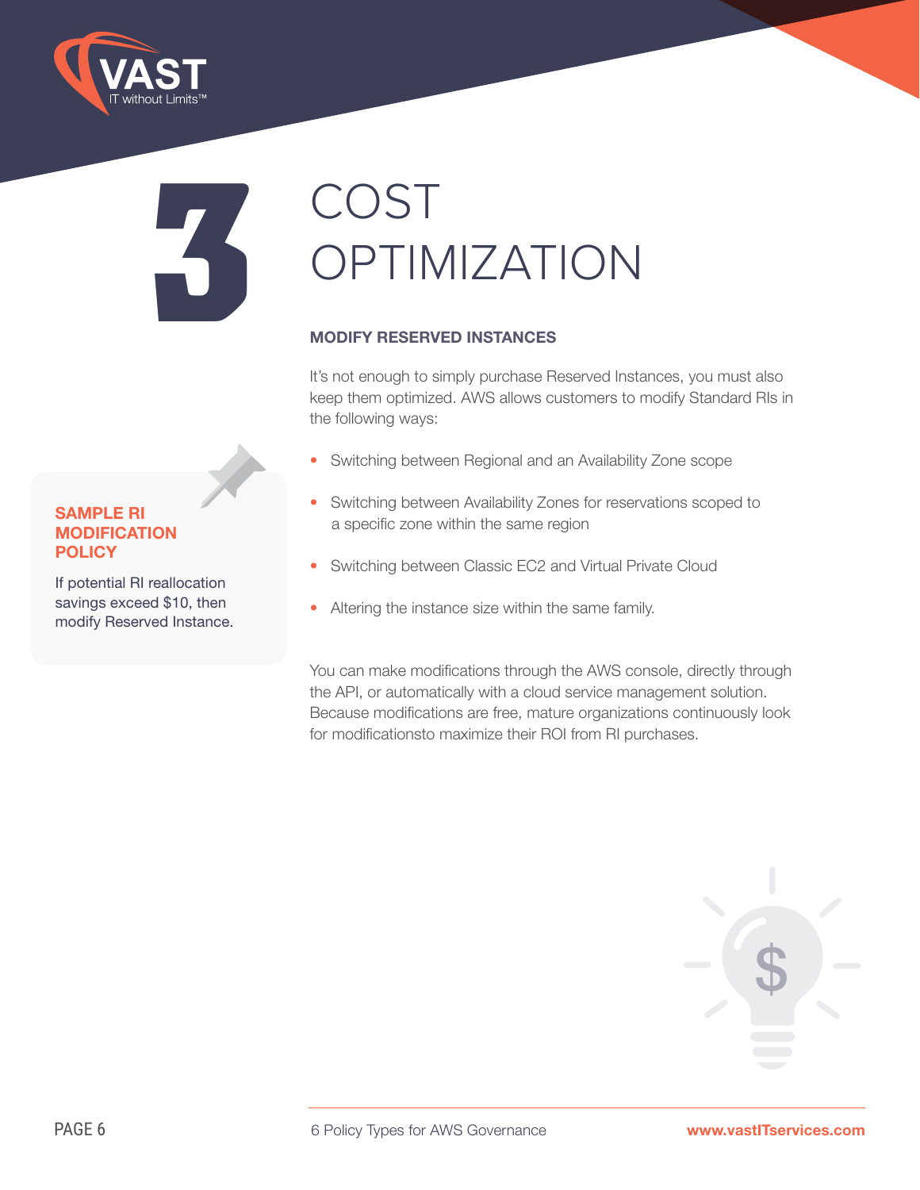# 3 COST OPTIMIZATION

### MODIFY RESERVED INSTANCES

It's not enough to simply purchase Reserved Instances, you must also keep them optimized. AWS allows customers to modify Standard RIs in the following ways:

- Switching between Regional and an Availability Zone scope
- Switching between Availability Zones for reservations scoped to a specific zone within the same region
- Switching between Classic EC2 and Virtual Private Cloud
- Altering the instance size within the same family.

You can make modifications through the AWS console, directly through the API, or automatically with a cloud service management solution. Because modifications are free, mature organizations continuously look for modificationsto maximize their ROI from RI purchases.

**SAMPLE RI MODIFICATION POLICY**

If potential RI reallocation savings exceed $10, then modify Reserved Instance.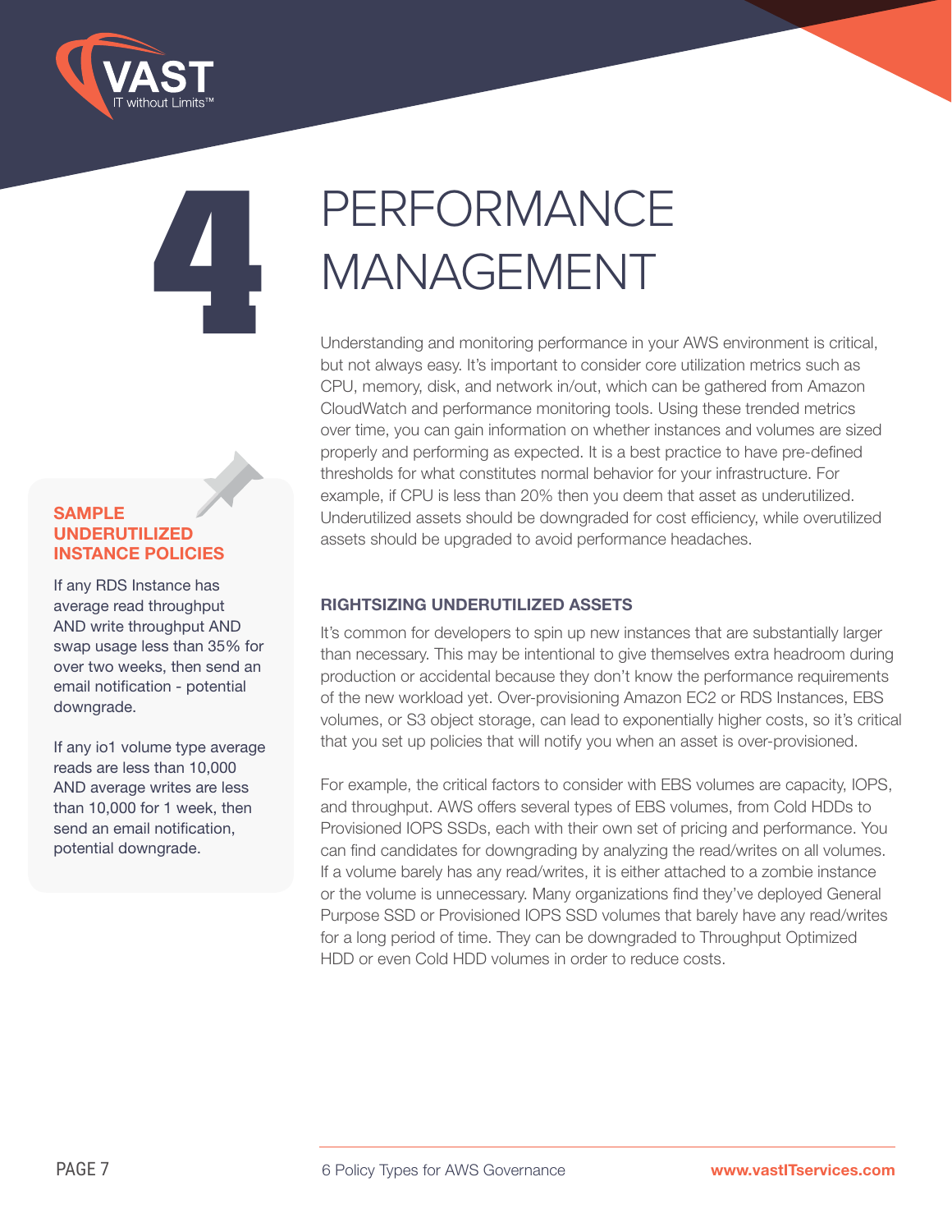# 4 PERFORMANCE MANAGEMENT

Understanding and monitoring performance in your AWS environment is critical, but not always easy. It's important to consider core utilization metrics such as CPU, memory, disk, and network in/out, which can be gathered from Amazon CloudWatch and performance monitoring tools. Using these trended metrics over time, you can gain information on whether instances and volumes are sized properly and performing as expected. It is a best practice to have pre-defined thresholds for what constitutes normal behavior for your infrastructure. For example, if CPU is less than 20% then you deem that asset as underutilized. Underutilized assets should be downgraded for cost efficiency, while overutilized assets should be upgraded to avoid performance headaches.

### SAMPLE UNDERUTILIZED INSTANCE POLICIES

If any RDS Instance has average read throughput AND write throughput AND swap usage less than 35% for over two weeks, then send an email notification - potential downgrade.

If any io1 volume type average reads are less than 10,000 AND average writes are less than 10,000 for 1 week, then send an email notification, potential downgrade.

## RIGHTSIZING UNDERUTILIZED ASSETS

It's common for developers to spin up new instances that are substantially larger than necessary. This may be intentional to give themselves extra headroom during production or accidental because they don't know the performance requirements of the new workload yet. Over-provisioning Amazon EC2 or RDS Instances, EBS volumes, or S3 object storage, can lead to exponentially higher costs, so it's critical that you set up policies that will notify you when an asset is over-provisioned.

For example, the critical factors to consider with EBS volumes are capacity, IOPS, and throughput. AWS offers several types of EBS volumes, from Cold HDDs to Provisioned IOPS SSDs, each with their own set of pricing and performance. You can find candidates for downgrading by analyzing the read/writes on all volumes. If a volume barely has any read/writes, it is either attached to a zombie instance or the volume is unnecessary. Many organizations find they've deployed General Purpose SSD or Provisioned IOPS SSD volumes that barely have any read/writes for a long period of time. They can be downgraded to Throughput Optimized HDD or even Cold HDD volumes in order to reduce costs.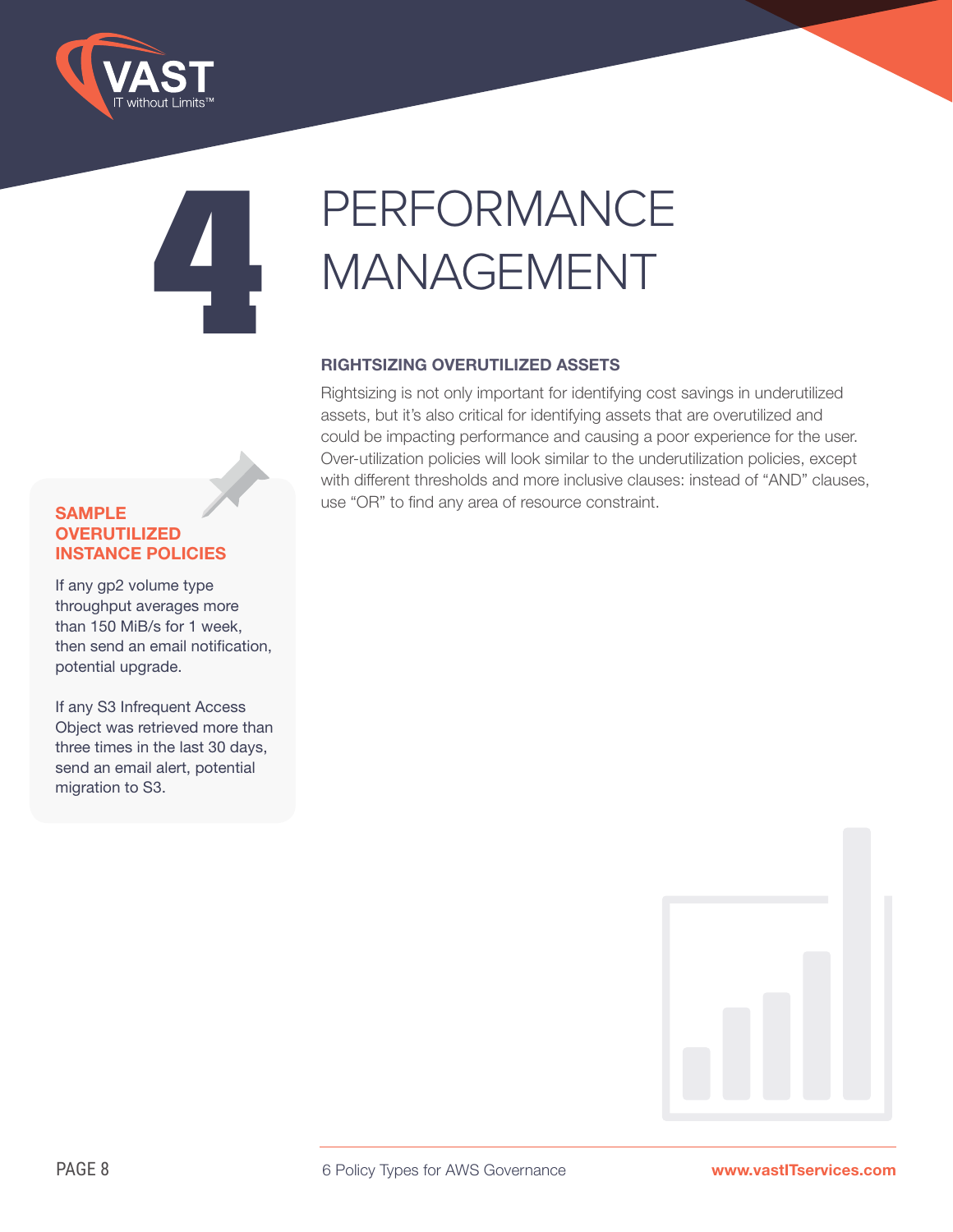# 4 PERFORMANCE MANAGEMENT

## RIGHTSIZING OVERUTILIZED ASSETS

Rightsizing is not only important for identifying cost savings in underutilized assets, but it's also critical for identifying assets that are overutilized and could be impacting performance and causing a poor experience for the user. Over-utilization policies will look similar to the underutilization policies, except with different thresholds and more inclusive clauses: instead of "AND" clauses, use "OR" to find any area of resource constraint.

### SAMPLE OVERUTILIZED INSTANCE POLICIES

If any gp2 volume type throughput averages more than 150 MiB/s for 1 week, then send an email notification, potential upgrade.

If any S3 Infrequent Access Object was retrieved more than three times in the last 30 days, send an email alert, potential migration to S3.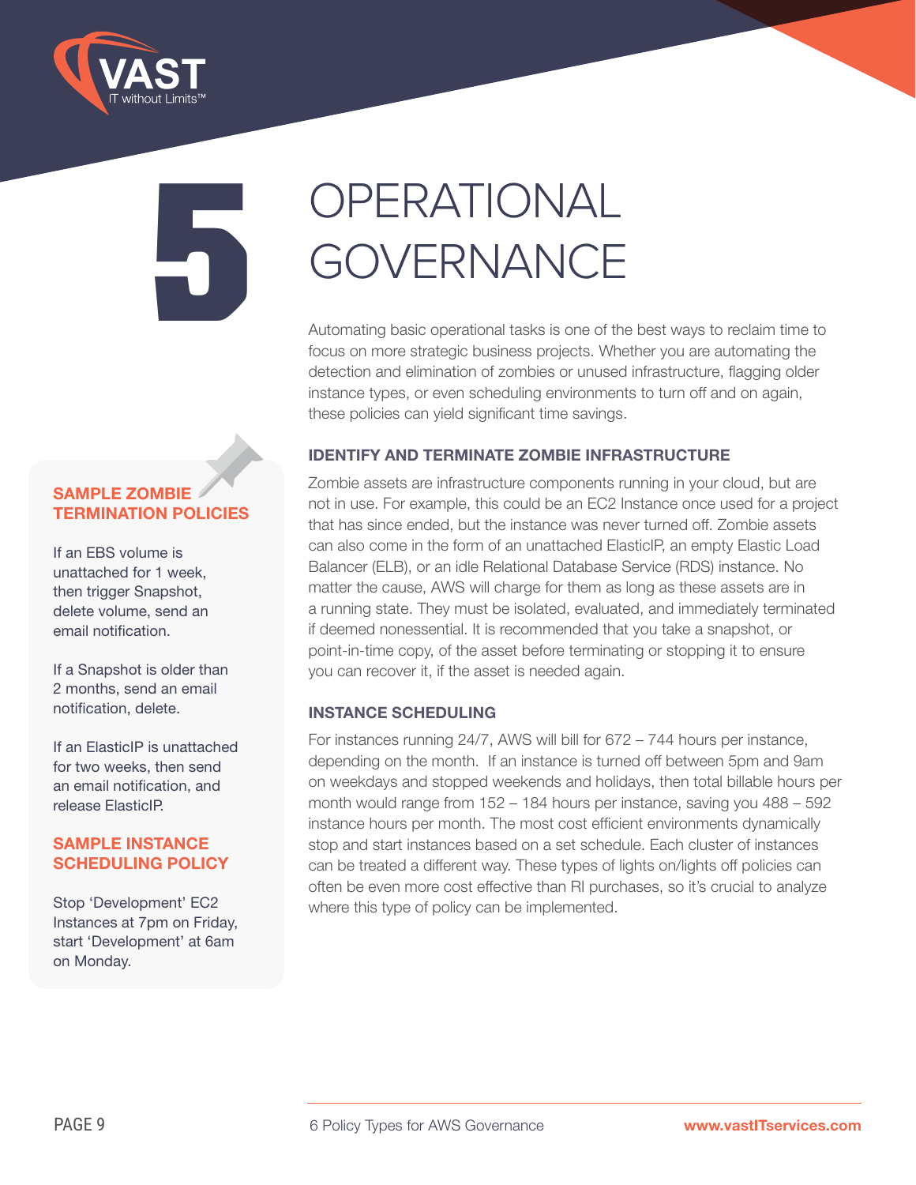# 5 OPERATIONAL GOVERNANCE

Automating basic operational tasks is one of the best ways to reclaim time to focus on more strategic business projects. Whether you are automating the detection and elimination of zombies or unused infrastructure, flagging older instance types, or even scheduling environments to turn off and on again, these policies can yield significant time savings.

### IDENTIFY AND TERMINATE ZOMBIE INFRASTRUCTURE

Zombie assets are infrastructure components running in your cloud, but are not in use. For example, this could be an EC2 Instance once used for a project that has since ended, but the instance was never turned off. Zombie assets can also come in the form of an unattached ElasticIP, an empty Elastic Load Balancer (ELB), or an idle Relational Database Service (RDS) instance. No matter the cause, AWS will charge for them as long as these assets are in a running state. They must be isolated, evaluated, and immediately terminated if deemed nonessential. It is recommended that you take a snapshot, or point-in-time copy, of the asset before terminating or stopping it to ensure you can recover it, if the asset is needed again.

### INSTANCE SCHEDULING

For instances running 24/7, AWS will bill for 672 – 744 hours per instance, depending on the month. If an instance is turned off between 5pm and 9am on weekdays and stopped weekends and holidays, then total billable hours per month would range from 152 – 184 hours per instance, saving you 488 – 592 instance hours per month. The most cost efficient environments dynamically stop and start instances based on a set schedule. Each cluster of instances can be treated a different way. These types of lights on/lights off policies can often be even more cost effective than RI purchases, so it's crucial to analyze where this type of policy can be implemented.

### SAMPLE ZOMBIE TERMINATION POLICIES

If an EBS volume is unattached for 1 week, then trigger Snapshot, delete volume, send an email notification.

If a Snapshot is older than 2 months, send an email notification, delete.

If an ElasticIP is unattached for two weeks, then send an email notification, and release ElasticIP.

### SAMPLE INSTANCE SCHEDULING POLICY

Stop 'Development' EC2 Instances at 7pm on Friday, start 'Development' at 6am on Monday.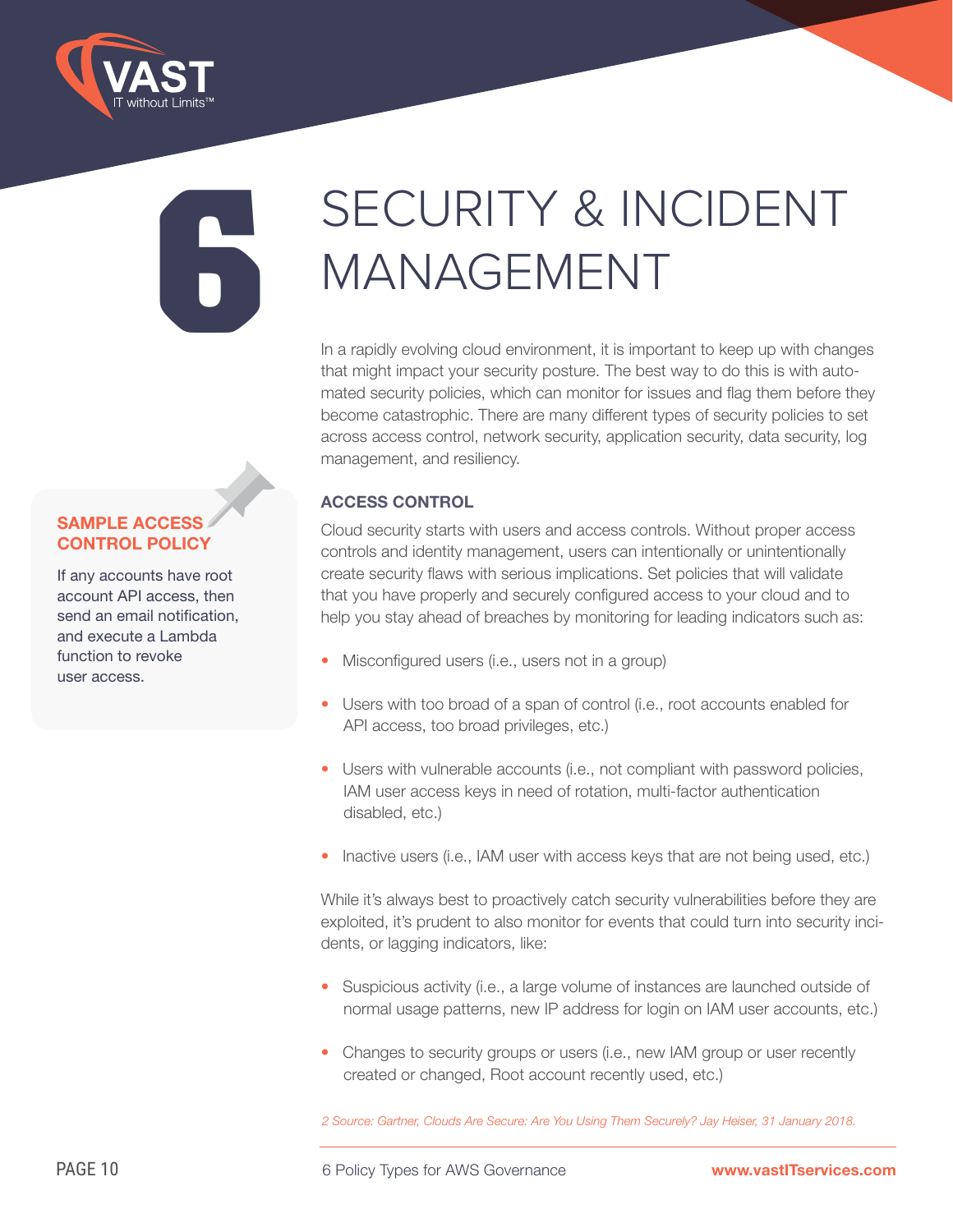# 6 SECURITY & INCIDENT MANAGEMENT

In a rapidly evolving cloud environment, it is important to keep up with changes that might impact your security posture. The best way to do this is with automated security policies, which can monitor for issues and flag them before they become catastrophic. There are many different types of security policies to set across access control, network security, application security, data security, log management, and resiliency.

**SAMPLE ACCESS CONTROL POLICY**

If any accounts have root account API access, then send an email notification, and execute a Lambda function to revoke user access.

### ACCESS CONTROL

Cloud security starts with users and access controls. Without proper access controls and identity management, users can intentionally or unintentionally create security flaws with serious implications. Set policies that will validate that you have properly and securely configured access to your cloud and to help you stay ahead of breaches by monitoring for leading indicators such as:

- Misconfigured users (i.e., users not in a group)
- Users with too broad of a span of control (i.e., root accounts enabled for API access, too broad privileges, etc.)
- Users with vulnerable accounts (i.e., not compliant with password policies, IAM user access keys in need of rotation, multi-factor authentication disabled, etc.)
- Inactive users (i.e., IAM user with access keys that are not being used, etc.)

While it's always best to proactively catch security vulnerabilities before they are exploited, it's prudent to also monitor for events that could turn into security incidents, or lagging indicators, like:

- Suspicious activity (i.e., a large volume of instances are launched outside of normal usage patterns, new IP address for login on IAM user accounts, etc.)
- Changes to security groups or users (i.e., new IAM group or user recently created or changed, Root account recently used, etc.)

*2 Source: Gartner, Clouds Are Secure: Are You Using Them Securely? Jay Heiser, 31 January 2018.*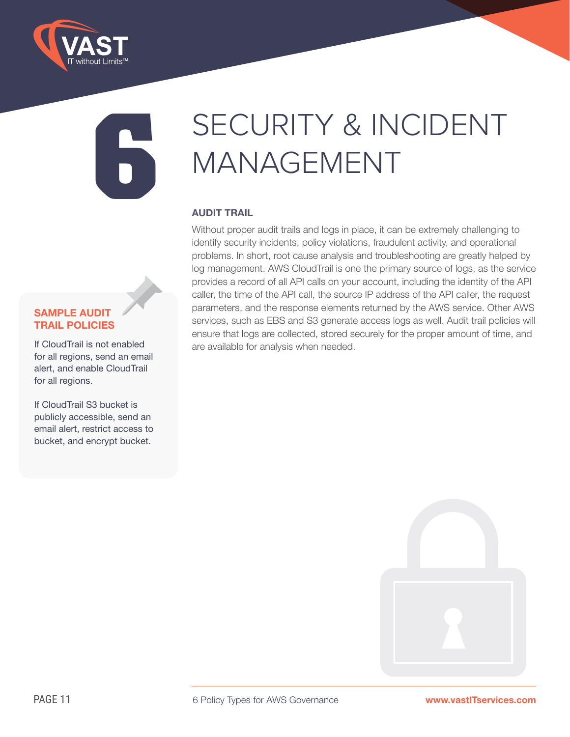# 6 SECURITY & INCIDENT MANAGEMENT

## AUDIT TRAIL

Without proper audit trails and logs in place, it can be extremely challenging to identify security incidents, policy violations, fraudulent activity, and operational problems. In short, root cause analysis and troubleshooting are greatly helped by log management. AWS CloudTrail is one the primary source of logs, as the service provides a record of all API calls on your account, including the identity of the API caller, the time of the API call, the source IP address of the API caller, the request parameters, and the response elements returned by the AWS service. Other AWS services, such as EBS and S3 generate access logs as well. Audit trail policies will ensure that logs are collected, stored securely for the proper amount of time, and are available for analysis when needed.

### SAMPLE AUDIT TRAIL POLICIES

If CloudTrail is not enabled for all regions, send an email alert, and enable CloudTrail for all regions.

If CloudTrail S3 bucket is publicly accessible, send an email alert, restrict access to bucket, and encrypt bucket.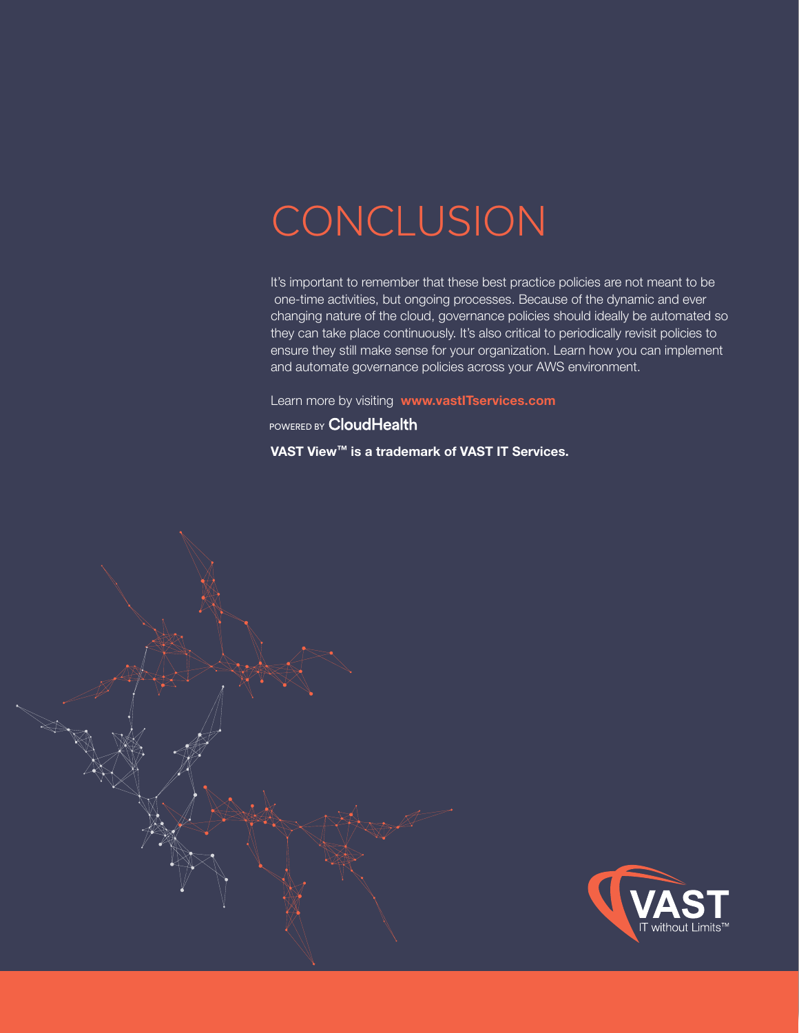# CONCLUSION

It's important to remember that these best practice policies are not meant to be one-time activities, but ongoing processes. Because of the dynamic and ever changing nature of the cloud, governance policies should ideally be automated so they can take place continuously. It's also critical to periodically revisit policies to ensure they still make sense for your organization. Learn how you can implement and automate governance policies across your AWS environment.

Learn more by visiting **www.vastITservices.com**

POWERED BY CloudHealth

**VAST View™ is a trademark of VAST IT Services.**

VAST
IT without Limits™